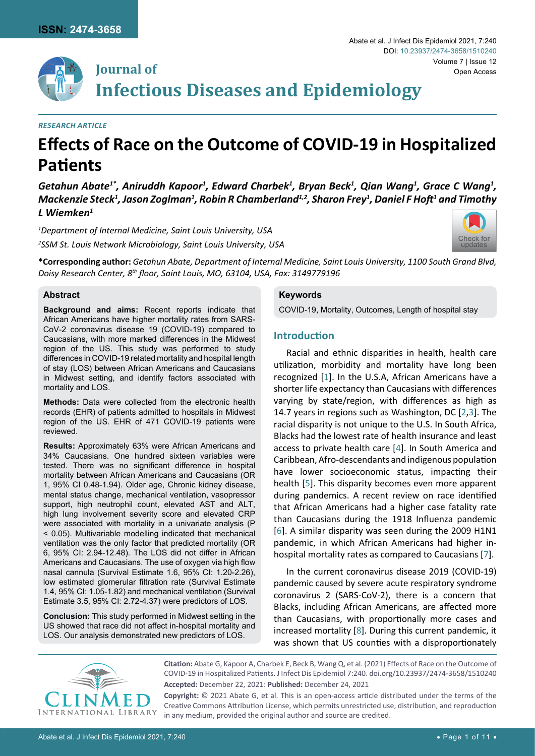RESEARCH ARTICLE

# Effects of Race on the Outcome of COVID-19 in Hospitalized Patients

***Getahun Abate[1*], Aniruddh Kapoor[1], Edward Charbek[1], Bryan Beck[1], Qian Wang[1], Grace C Wang[1], Mackenzie Steck[1], Jason Zoglman[1], Robin R Chamberland[1,2], Sharon Frey[1], Daniel F Hoft[1] and Timothy L Wiemken[1]***

*[1]Department of Internal Medicine, Saint Louis University, USA*

*[2]SSM St. Louis Network Microbiology, Saint Louis University, USA*

**\*Corresponding author:** *Getahun Abate, Department of Internal Medicine, Saint Louis University, 1100 South Grand Blvd, Doisy Research Center, 8th floor, Saint Louis, MO, 63104, USA, Fax: 3149779196*

## Abstract

**Background and aims:** Recent reports indicate that African Americans have higher mortality rates from SARS-CoV-2 coronavirus disease 19 (COVID-19) compared to Caucasians, with more marked differences in the Midwest region of the US. This study was performed to study differences in COVID-19 related mortality and hospital length of stay (LOS) between African Americans and Caucasians in Midwest setting, and identify factors associated with mortality and LOS.

**Methods:** Data were collected from the electronic health records (EHR) of patients admitted to hospitals in Midwest region of the US. EHR of 471 COVID-19 patients were reviewed.

**Results:** Approximately 63% were African Americans and 34% Caucasians. One hundred sixteen variables were tested. There was no significant difference in hospital mortality between African Americans and Caucasians (OR 1, 95% CI 0.48-1.94). Older age, Chronic kidney disease, mental status change, mechanical ventilation, vasopressor support, high neutrophil count, elevated AST and ALT, high lung involvement severity score and elevated CRP were associated with mortality in a univariate analysis ($P < 0.05$). Multivariable modelling indicated that mechanical ventilation was the only factor that predicted mortality (OR 6, 95% CI: 2.94-12.48). The LOS did not differ in African Americans and Caucasians. The use of oxygen via high flow nasal cannula (Survival Estimate 1.6, 95% CI: 1.20-2.26), low estimated glomerular filtration rate (Survival Estimate 1.4, 95% CI: 1.05-1.82) and mechanical ventilation (Survival Estimate 3.5, 95% CI: 2.72-4.37) were predictors of LOS.

**Conclusion:** This study performed in Midwest setting in the US showed that race did not affect in-hospital mortality and LOS. Our analysis demonstrated new predictors of LOS.

## Keywords

COVID-19, Mortality, Outcomes, Length of hospital stay

## Introduction

Racial and ethnic disparities in health, health care utilization, morbidity and mortality have long been recognized [1]. In the U.S.A, African Americans have a shorter life expectancy than Caucasians with differences varying by state/region, with differences as high as 14.7 years in regions such as Washington, DC [2,3]. The racial disparity is not unique to the U.S. In South Africa, Blacks had the lowest rate of health insurance and least access to private health care [4]. In South America and Caribbean, Afro-descendants and indigenous population have lower socioeconomic status, impacting their health [5]. This disparity becomes even more apparent during pandemics. A recent review on race identified that African Americans had a higher case fatality rate than Caucasians during the 1918 Influenza pandemic [6]. A similar disparity was seen during the 2009 H1N1 pandemic, in which African Americans had higher in-hospital mortality rates as compared to Caucasians [7].

In the current coronavirus disease 2019 (COVID-19) pandemic caused by severe acute respiratory syndrome coronavirus 2 (SARS-CoV-2), there is a concern that Blacks, including African Americans, are affected more than Caucasians, with proportionally more cases and increased mortality [8]. During this current pandemic, it was shown that US counties with a disproportionately

**Citation:** Abate G, Kapoor A, Charbek E, Beck B, Wang Q, et al. (2021) Effects of Race on the Outcome of COVID-19 in Hospitalized Patients. J Infect Dis Epidemiol 7:240. doi.org/10.23937/2474-3658/1510240

**Accepted:** December 22, 2021: **Published:** December 24, 2021

**Copyright:** © 2021 Abate G, et al. This is an open-access article distributed under the terms of the Creative Commons Attribution License, which permits unrestricted use, distribution, and reproduction in any medium, provided the original author and source are credited.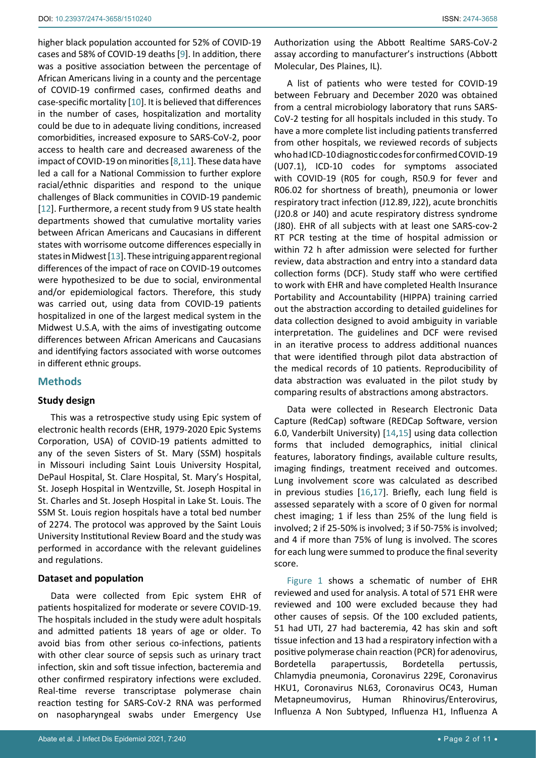higher black population accounted for 52% of COVID-19 cases and 58% of COVID-19 deaths [9]. In addition, there was a positive association between the percentage of African Americans living in a county and the percentage of COVID-19 confirmed cases, confirmed deaths and case-specific mortality [10]. It is believed that differences in the number of cases, hospitalization and mortality could be due to in adequate living conditions, increased comorbidities, increased exposure to SARS-CoV-2, poor access to health care and decreased awareness of the impact of COVID-19 on minorities [8,11]. These data have led a call for a National Commission to further explore racial/ethnic disparities and respond to the unique challenges of Black communities in COVID-19 pandemic [12]. Furthermore, a recent study from 9 US state health departments showed that cumulative mortality varies between African Americans and Caucasians in different states with worrisome outcome differences especially in states in Midwest [13]. These intriguing apparent regional differences of the impact of race on COVID-19 outcomes were hypothesized to be due to social, environmental and/or epidemiological factors. Therefore, this study was carried out, using data from COVID-19 patients hospitalized in one of the largest medical system in the Midwest U.S.A, with the aims of investigating outcome differences between African Americans and Caucasians and identifying factors associated with worse outcomes in different ethnic groups.

## Methods

### Study design

This was a retrospective study using Epic system of electronic health records (EHR, 1979-2020 Epic Systems Corporation, USA) of COVID-19 patients admitted to any of the seven Sisters of St. Mary (SSM) hospitals in Missouri including Saint Louis University Hospital, DePaul Hospital, St. Clare Hospital, St. Mary's Hospital, St. Joseph Hospital in Wentzville, St. Joseph Hospital in St. Charles and St. Joseph Hospital in Lake St. Louis. The SSM St. Louis region hospitals have a total bed number of 2274. The protocol was approved by the Saint Louis University Institutional Review Board and the study was performed in accordance with the relevant guidelines and regulations.

### Dataset and population

Data were collected from Epic system EHR of patients hospitalized for moderate or severe COVID-19. The hospitals included in the study were adult hospitals and admitted patients 18 years of age or older. To avoid bias from other serious co-infections, patients with other clear source of sepsis such as urinary tract infection, skin and soft tissue infection, bacteremia and other confirmed respiratory infections were excluded. Real-time reverse transcriptase polymerase chain reaction testing for SARS-CoV-2 RNA was performed on nasopharyngeal swabs under Emergency Use Authorization using the Abbott Realtime SARS-CoV-2 assay according to manufacturer's instructions (Abbott Molecular, Des Plaines, IL).

A list of patients who were tested for COVID-19 between February and December 2020 was obtained from a central microbiology laboratory that runs SARS-CoV-2 testing for all hospitals included in this study. To have a more complete list including patients transferred from other hospitals, we reviewed records of subjects who had ICD-10 diagnostic codes for confirmed COVID-19 (U07.1), ICD-10 codes for symptoms associated with COVID-19 (R05 for cough, R50.9 for fever and R06.02 for shortness of breath), pneumonia or lower respiratory tract infection (J12.89, J22), acute bronchitis (J20.8 or J40) and acute respiratory distress syndrome (J80). EHR of all subjects with at least one SARS-cov-2 RT PCR testing at the time of hospital admission or within 72 h after admission were selected for further review, data abstraction and entry into a standard data collection forms (DCF). Study staff who were certified to work with EHR and have completed Health Insurance Portability and Accountability (HIPPA) training carried out the abstraction according to detailed guidelines for data collection designed to avoid ambiguity in variable interpretation. The guidelines and DCF were revised in an iterative process to address additional nuances that were identified through pilot data abstraction of the medical records of 10 patients. Reproducibility of data abstraction was evaluated in the pilot study by comparing results of abstractions among abstractors.

Data were collected in Research Electronic Data Capture (RedCap) software (REDCap Software, version 6.0, Vanderbilt University) [14,15] using data collection forms that included demographics, initial clinical features, laboratory findings, available culture results, imaging findings, treatment received and outcomes. Lung involvement score was calculated as described in previous studies [16,17]. Briefly, each lung field is assessed separately with a score of 0 given for normal chest imaging; 1 if less than 25% of the lung field is involved; 2 if 25-50% is involved; 3 if 50-75% is involved; and 4 if more than 75% of lung is involved. The scores for each lung were summed to produce the final severity score.

Figure 1 shows a schematic of number of EHR reviewed and used for analysis. A total of 571 EHR were reviewed and 100 were excluded because they had other causes of sepsis. Of the 100 excluded patients, 51 had UTI, 27 had bacteremia, 42 has skin and soft tissue infection and 13 had a respiratory infection with a positive polymerase chain reaction (PCR) for adenovirus, Bordetella parapertussis, Bordetella pertussis, Chlamydia pneumonia, Coronavirus 229E, Coronavirus HKU1, Coronavirus NL63, Coronavirus OC43, Human Metapneumovirus, Human Rhinovirus/Enterovirus, Influenza A Non Subtyped, Influenza H1, Influenza A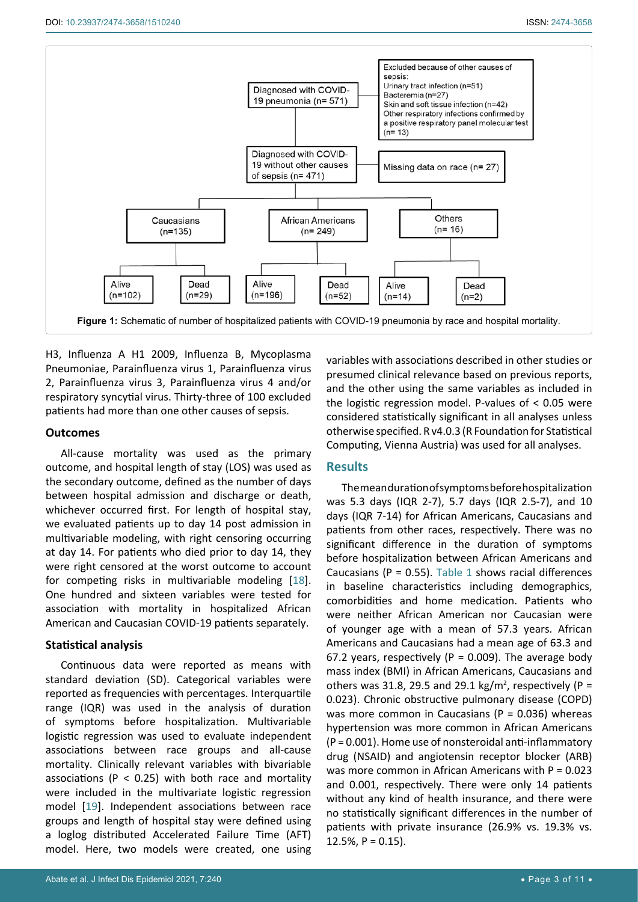Diagnosed with COVID-19 pneumonia (n= 571)

Excluded because of other causes of sepsis:
Urinary tract infection (n=51)
Bacteremia (n=27)
Skin and soft tissue infection (n=42)
Other respiratory infections confirmed by a positive respiratory panel molecular test (n= 13)

Diagnosed with COVID-19 without other causes of sepsis (n= 471)

Missing data on race (n= 27)

Caucasians (n=135) — Alive (n=102), Dead (n=29)

African Americans (n= 249) — Alive (n=196), Dead (n=52)

Others (n= 16) — Alive (n=14), Dead (n=2)

**Figure 1:** Schematic of number of hospitalized patients with COVID-19 pneumonia by race and hospital mortality.

H3, Influenza A H1 2009, Influenza B, Mycoplasma Pneumoniae, Parainfluenza virus 1, Parainfluenza virus 2, Parainfluenza virus 3, Parainfluenza virus 4 and/or respiratory syncytial virus. Thirty-three of 100 excluded patients had more than one other causes of sepsis.

### Outcomes

All-cause mortality was used as the primary outcome, and hospital length of stay (LOS) was used as the secondary outcome, defined as the number of days between hospital admission and discharge or death, whichever occurred first. For length of hospital stay, we evaluated patients up to day 14 post admission in multivariable modeling, with right censoring occurring at day 14. For patients who died prior to day 14, they were right censored at the worst outcome to account for competing risks in multivariable modeling [18]. One hundred and sixteen variables were tested for association with mortality in hospitalized African American and Caucasian COVID-19 patients separately.

### Statistical analysis

Continuous data were reported as means with standard deviation (SD). Categorical variables were reported as frequencies with percentages. Interquartile range (IQR) was used in the analysis of duration of symptoms before hospitalization. Multivariable logistic regression was used to evaluate independent associations between race groups and all-cause mortality. Clinically relevant variables with bivariable associations ($P < 0.25$) with both race and mortality were included in the multivariate logistic regression model [19]. Independent associations between race groups and length of hospital stay were defined using a loglog distributed Accelerated Failure Time (AFT) model. Here, two models were created, one using variables with associations described in other studies or presumed clinical relevance based on previous reports, and the other using the same variables as included in the logistic regression model. P-values of < 0.05 were considered statistically significant in all analyses unless otherwise specified. R v4.0.3 (R Foundation for Statistical Computing, Vienna Austria) was used for all analyses.

## Results

The mean duration of symptoms before hospitalization was 5.3 days (IQR 2-7), 5.7 days (IQR 2.5-7), and 10 days (IQR 7-14) for African Americans, Caucasians and patients from other races, respectively. There was no significant difference in the duration of symptoms before hospitalization between African Americans and Caucasians ($P = 0.55$). Table 1 shows racial differences in baseline characteristics including demographics, comorbidities and home medication. Patients who were neither African American nor Caucasian were of younger age with a mean of 57.3 years. African Americans and Caucasians had a mean age of 63.3 and 67.2 years, respectively ($P = 0.009$). The average body mass index (BMI) in African Americans, Caucasians and others was 31.8, 29.5 and 29.1 kg/m$^2$, respectively ($P = 0.023$). Chronic obstructive pulmonary disease (COPD) was more common in Caucasians ($P = 0.036$) whereas hypertension was more common in African Americans ($P = 0.001$). Home use of nonsteroidal anti-inflammatory drug (NSAID) and angiotensin receptor blocker (ARB) was more common in African Americans with $P = 0.023$ and 0.001, respectively. There were only 14 patients without any kind of health insurance, and there were no statistically significant differences in the number of patients with private insurance (26.9% vs. 19.3% vs. 12.5%, $P = 0.15$).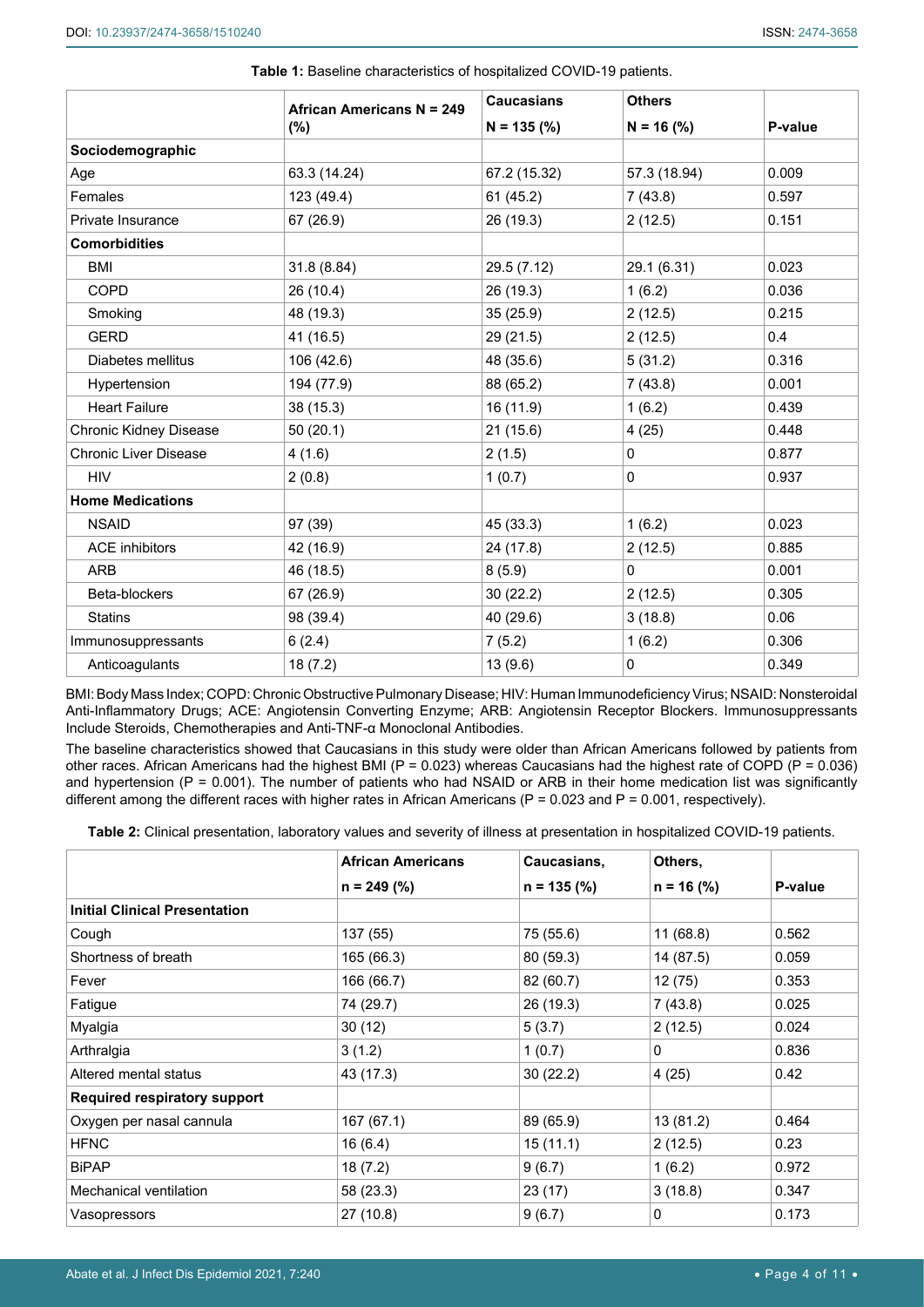**Table 1:** Baseline characteristics of hospitalized COVID-19 patients.

| | African Americans N = 249 (%) | Caucasians N = 135 (%) | Others N = 16 (%) | P-value |
|---|---|---|---|---|
| **Sociodemographic** | | | | |
| Age | 63.3 (14.24) | 67.2 (15.32) | 57.3 (18.94) | 0.009 |
| Females | 123 (49.4) | 61 (45.2) | 7 (43.8) | 0.597 |
| Private Insurance | 67 (26.9) | 26 (19.3) | 2 (12.5) | 0.151 |
| **Comorbidities** | | | | |
| BMI | 31.8 (8.84) | 29.5 (7.12) | 29.1 (6.31) | 0.023 |
| COPD | 26 (10.4) | 26 (19.3) | 1 (6.2) | 0.036 |
| Smoking | 48 (19.3) | 35 (25.9) | 2 (12.5) | 0.215 |
| GERD | 41 (16.5) | 29 (21.5) | 2 (12.5) | 0.4 |
| Diabetes mellitus | 106 (42.6) | 48 (35.6) | 5 (31.2) | 0.316 |
| Hypertension | 194 (77.9) | 88 (65.2) | 7 (43.8) | 0.001 |
| Heart Failure | 38 (15.3) | 16 (11.9) | 1 (6.2) | 0.439 |
| Chronic Kidney Disease | 50 (20.1) | 21 (15.6) | 4 (25) | 0.448 |
| Chronic Liver Disease | 4 (1.6) | 2 (1.5) | 0 | 0.877 |
| HIV | 2 (0.8) | 1 (0.7) | 0 | 0.937 |
| **Home Medications** | | | | |
| NSAID | 97 (39) | 45 (33.3) | 1 (6.2) | 0.023 |
| ACE inhibitors | 42 (16.9) | 24 (17.8) | 2 (12.5) | 0.885 |
| ARB | 46 (18.5) | 8 (5.9) | 0 | 0.001 |
| Beta-blockers | 67 (26.9) | 30 (22.2) | 2 (12.5) | 0.305 |
| Statins | 98 (39.4) | 40 (29.6) | 3 (18.8) | 0.06 |
| Immunosuppressants | 6 (2.4) | 7 (5.2) | 1 (6.2) | 0.306 |
| Anticoagulants | 18 (7.2) | 13 (9.6) | 0 | 0.349 |

BMI: Body Mass Index; COPD: Chronic Obstructive Pulmonary Disease; HIV: Human Immunodeficiency Virus; NSAID: Nonsteroidal Anti-Inflammatory Drugs; ACE: Angiotensin Converting Enzyme; ARB: Angiotensin Receptor Blockers. Immunosuppressants Include Steroids, Chemotherapies and Anti-TNF-α Monoclonal Antibodies.

The baseline characteristics showed that Caucasians in this study were older than African Americans followed by patients from other races. African Americans had the highest BMI (P = 0.023) whereas Caucasians had the highest rate of COPD (P = 0.036) and hypertension (P = 0.001). The number of patients who had NSAID or ARB in their home medication list was significantly different among the different races with higher rates in African Americans (P = 0.023 and P = 0.001, respectively).

**Table 2:** Clinical presentation, laboratory values and severity of illness at presentation in hospitalized COVID-19 patients.

| | African Americans n = 249 (%) | Caucasians, n = 135 (%) | Others, n = 16 (%) | P-value |
|---|---|---|---|---|
| **Initial Clinical Presentation** | | | | |
| Cough | 137 (55) | 75 (55.6) | 11 (68.8) | 0.562 |
| Shortness of breath | 165 (66.3) | 80 (59.3) | 14 (87.5) | 0.059 |
| Fever | 166 (66.7) | 82 (60.7) | 12 (75) | 0.353 |
| Fatigue | 74 (29.7) | 26 (19.3) | 7 (43.8) | 0.025 |
| Myalgia | 30 (12) | 5 (3.7) | 2 (12.5) | 0.024 |
| Arthralgia | 3 (1.2) | 1 (0.7) | 0 | 0.836 |
| Altered mental status | 43 (17.3) | 30 (22.2) | 4 (25) | 0.42 |
| **Required respiratory support** | | | | |
| Oxygen per nasal cannula | 167 (67.1) | 89 (65.9) | 13 (81.2) | 0.464 |
| HFNC | 16 (6.4) | 15 (11.1) | 2 (12.5) | 0.23 |
| BiPAP | 18 (7.2) | 9 (6.7) | 1 (6.2) | 0.972 |
| Mechanical ventilation | 58 (23.3) | 23 (17) | 3 (18.8) | 0.347 |
| Vasopressors | 27 (10.8) | 9 (6.7) | 0 | 0.173 |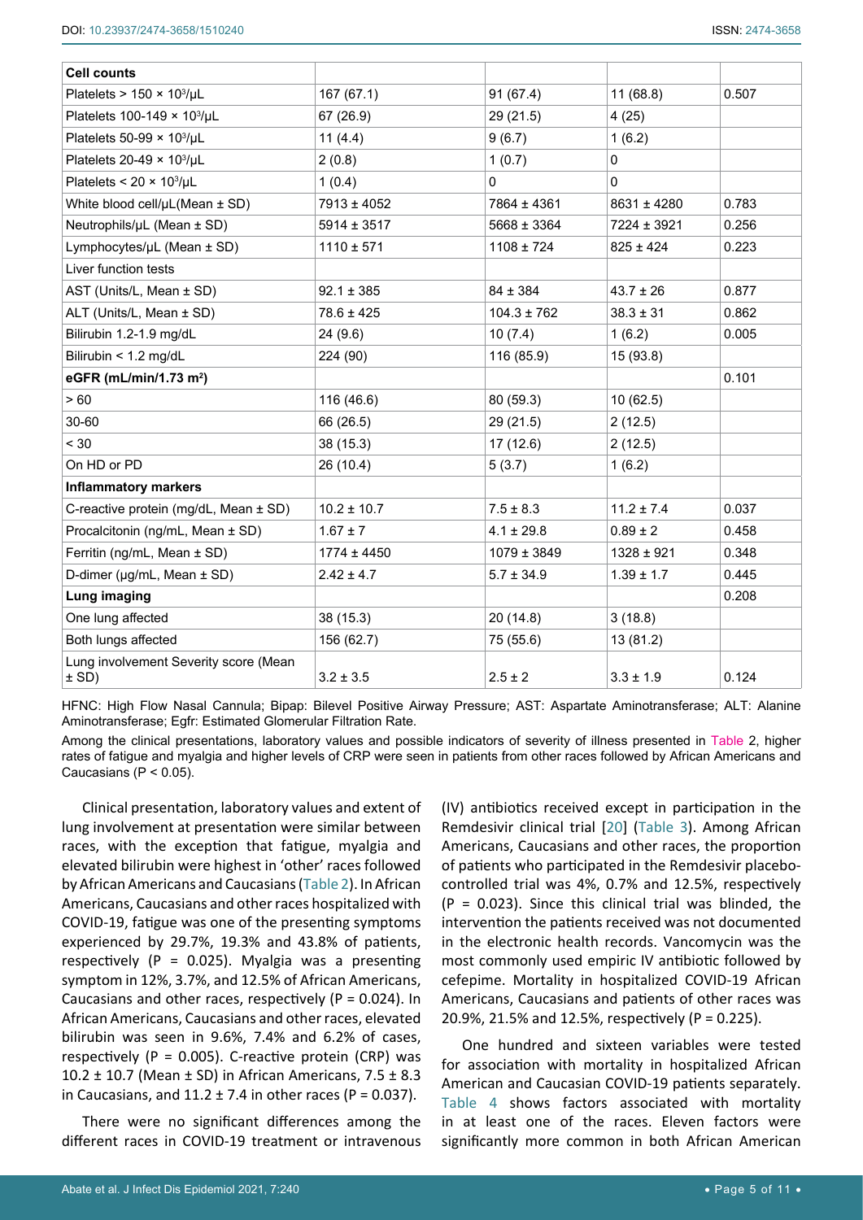| Cell counts | | | | |
|---|---|---|---|---|
| Platelets > 150 × $10^3$/μL | 167 (67.1) | 91 (67.4) | 11 (68.8) | 0.507 |
| Platelets 100-149 × $10^3$/μL | 67 (26.9) | 29 (21.5) | 4 (25) | |
| Platelets 50-99 × $10^3$/μL | 11 (4.4) | 9 (6.7) | 1 (6.2) | |
| Platelets 20-49 × $10^3$/μL | 2 (0.8) | 1 (0.7) | 0 | |
| Platelets < 20 × $10^3$/μL | 1 (0.4) | 0 | 0 | |
| White blood cell/μL(Mean ± SD) | 7913 ± 4052 | 7864 ± 4361 | 8631 ± 4280 | 0.783 |
| Neutrophils/μL (Mean ± SD) | 5914 ± 3517 | 5668 ± 3364 | 7224 ± 3921 | 0.256 |
| Lymphocytes/μL (Mean ± SD) | 1110 ± 571 | 1108 ± 724 | 825 ± 424 | 0.223 |
| Liver function tests | | | | |
| AST (Units/L, Mean ± SD) | 92.1 ± 385 | 84 ± 384 | 43.7 ± 26 | 0.877 |
| ALT (Units/L, Mean ± SD) | 78.6 ± 425 | 104.3 ± 762 | 38.3 ± 31 | 0.862 |
| Bilirubin 1.2-1.9 mg/dL | 24 (9.6) | 10 (7.4) | 1 (6.2) | 0.005 |
| Bilirubin < 1.2 mg/dL | 224 (90) | 116 (85.9) | 15 (93.8) | |
| **eGFR (mL/min/1.73 m²)** | | | | 0.101 |
| > 60 | 116 (46.6) | 80 (59.3) | 10 (62.5) | |
| 30-60 | 66 (26.5) | 29 (21.5) | 2 (12.5) | |
| < 30 | 38 (15.3) | 17 (12.6) | 2 (12.5) | |
| On HD or PD | 26 (10.4) | 5 (3.7) | 1 (6.2) | |
| **Inflammatory markers** | | | | |
| C-reactive protein (mg/dL, Mean ± SD) | 10.2 ± 10.7 | 7.5 ± 8.3 | 11.2 ± 7.4 | 0.037 |
| Procalcitonin (ng/mL, Mean ± SD) | 1.67 ± 7 | 4.1 ± 29.8 | 0.89 ± 2 | 0.458 |
| Ferritin (ng/mL, Mean ± SD) | 1774 ± 4450 | 1079 ± 3849 | 1328 ± 921 | 0.348 |
| D-dimer (μg/mL, Mean ± SD) | 2.42 ± 4.7 | 5.7 ± 34.9 | 1.39 ± 1.7 | 0.445 |
| **Lung imaging** | | | | 0.208 |
| One lung affected | 38 (15.3) | 20 (14.8) | 3 (18.8) | |
| Both lungs affected | 156 (62.7) | 75 (55.6) | 13 (81.2) | |
| Lung involvement Severity score (Mean ± SD) | 3.2 ± 3.5 | 2.5 ± 2 | 3.3 ± 1.9 | 0.124 |

HFNC: High Flow Nasal Cannula; Bipap: Bilevel Positive Airway Pressure; AST: Aspartate Aminotransferase; ALT: Alanine Aminotransferase; Egfr: Estimated Glomerular Filtration Rate.

Among the clinical presentations, laboratory values and possible indicators of severity of illness presented in Table 2, higher rates of fatigue and myalgia and higher levels of CRP were seen in patients from other races followed by African Americans and Caucasians ($P < 0.05$).

Clinical presentation, laboratory values and extent of lung involvement at presentation were similar between races, with the exception that fatigue, myalgia and elevated bilirubin were highest in 'other' races followed by African Americans and Caucasians (Table 2). In African Americans, Caucasians and other races hospitalized with COVID-19, fatigue was one of the presenting symptoms experienced by 29.7%, 19.3% and 43.8% of patients, respectively ($P = 0.025$). Myalgia was a presenting symptom in 12%, 3.7%, and 12.5% of African Americans, Caucasians and other races, respectively ($P = 0.024$). In African Americans, Caucasians and other races, elevated bilirubin was seen in 9.6%, 7.4% and 6.2% of cases, respectively ($P = 0.005$). C-reactive protein (CRP) was 10.2 ± 10.7 (Mean ± SD) in African Americans, 7.5 ± 8.3 in Caucasians, and 11.2 ± 7.4 in other races ($P = 0.037$).

There were no significant differences among the different races in COVID-19 treatment or intravenous (IV) antibiotics received except in participation in the Remdesivir clinical trial [20] (Table 3). Among African Americans, Caucasians and other races, the proportion of patients who participated in the Remdesivir placebo-controlled trial was 4%, 0.7% and 12.5%, respectively ($P = 0.023$). Since this clinical trial was blinded, the intervention the patients received was not documented in the electronic health records. Vancomycin was the most commonly used empiric IV antibiotic followed by cefepime. Mortality in hospitalized COVID-19 African Americans, Caucasians and patients of other races was 20.9%, 21.5% and 12.5%, respectively ($P = 0.225$).

One hundred and sixteen variables were tested for association with mortality in hospitalized African American and Caucasian COVID-19 patients separately. Table 4 shows factors associated with mortality in at least one of the races. Eleven factors were significantly more common in both African American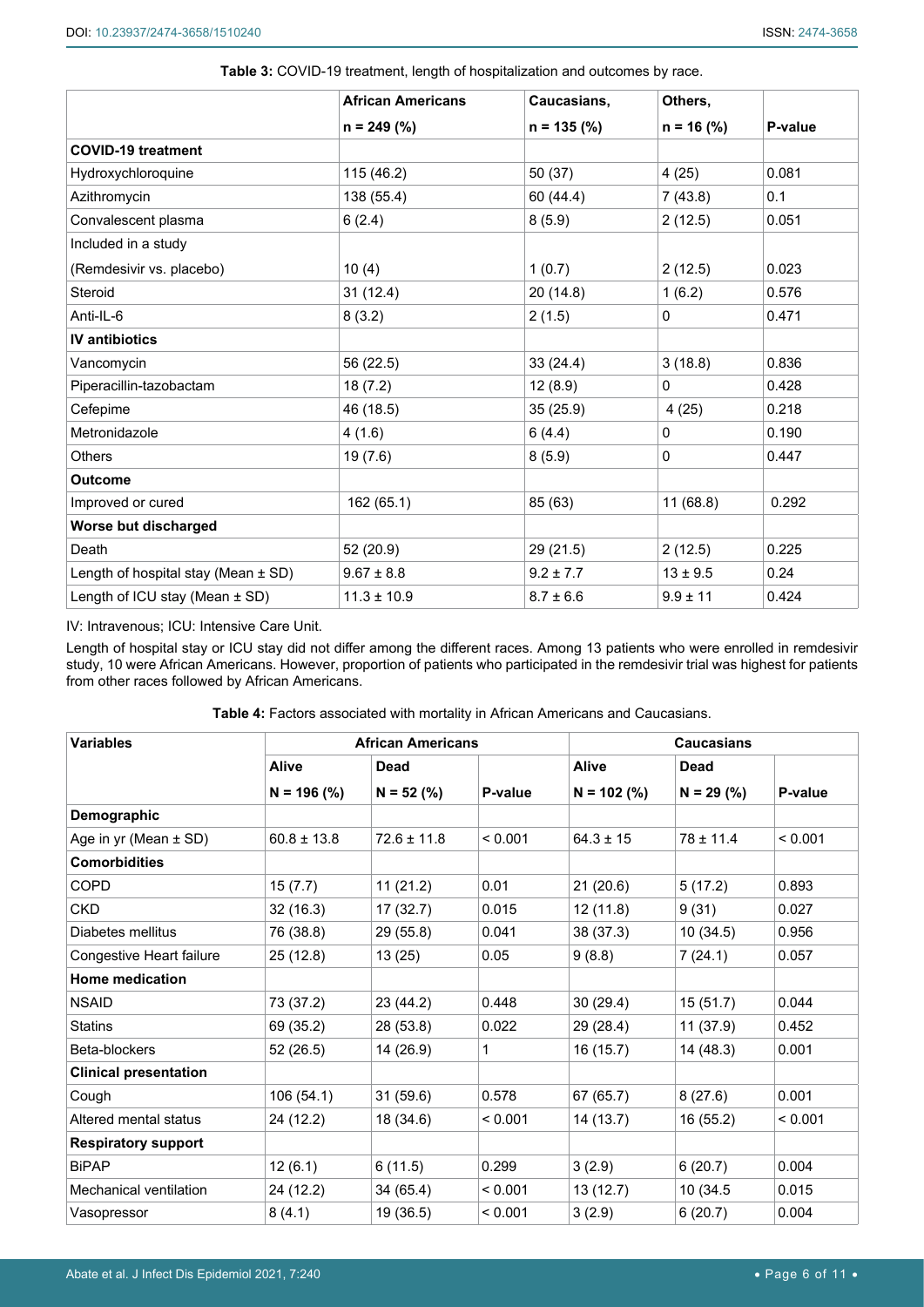**Table 3:** COVID-19 treatment, length of hospitalization and outcomes by race.

| | African Americans n = 249 (%) | Caucasians, n = 135 (%) | Others, n = 16 (%) | P-value |
|---|---|---|---|---|
| **COVID-19 treatment** | | | | |
| Hydroxychloroquine | 115 (46.2) | 50 (37) | 4 (25) | 0.081 |
| Azithromycin | 138 (55.4) | 60 (44.4) | 7 (43.8) | 0.1 |
| Convalescent plasma | 6 (2.4) | 8 (5.9) | 2 (12.5) | 0.051 |
| Included in a study (Remdesivir vs. placebo) | 10 (4) | 1 (0.7) | 2 (12.5) | 0.023 |
| Steroid | 31 (12.4) | 20 (14.8) | 1 (6.2) | 0.576 |
| Anti-IL-6 | 8 (3.2) | 2 (1.5) | 0 | 0.471 |
| **IV antibiotics** | | | | |
| Vancomycin | 56 (22.5) | 33 (24.4) | 3 (18.8) | 0.836 |
| Piperacillin-tazobactam | 18 (7.2) | 12 (8.9) | 0 | 0.428 |
| Cefepime | 46 (18.5) | 35 (25.9) | 4 (25) | 0.218 |
| Metronidazole | 4 (1.6) | 6 (4.4) | 0 | 0.190 |
| Others | 19 (7.6) | 8 (5.9) | 0 | 0.447 |
| **Outcome** | | | | |
| Improved or cured | 162 (65.1) | 85 (63) | 11 (68.8) | 0.292 |
| **Worse but discharged** | | | | |
| Death | 52 (20.9) | 29 (21.5) | 2 (12.5) | 0.225 |
| Length of hospital stay (Mean ± SD) | 9.67 ± 8.8 | 9.2 ± 7.7 | 13 ± 9.5 | 0.24 |
| Length of ICU stay (Mean ± SD) | 11.3 ± 10.9 | 8.7 ± 6.6 | 9.9 ± 11 | 0.424 |

IV: Intravenous; ICU: Intensive Care Unit.

Length of hospital stay or ICU stay did not differ among the different races. Among 13 patients who were enrolled in remdesivir study, 10 were African Americans. However, proportion of patients who participated in the remdesivir trial was highest for patients from other races followed by African Americans.

**Table 4:** Factors associated with mortality in African Americans and Caucasians.

| Variables | African Americans | | | Caucasians | | |
|---|---|---|---|---|---|---|
| | Alive N = 196 (%) | Dead N = 52 (%) | P-value | Alive N = 102 (%) | Dead N = 29 (%) | P-value |
| **Demographic** | | | | | | |
| Age in yr (Mean ± SD) | 60.8 ± 13.8 | 72.6 ± 11.8 | < 0.001 | 64.3 ± 15 | 78 ± 11.4 | < 0.001 |
| **Comorbidities** | | | | | | |
| COPD | 15 (7.7) | 11 (21.2) | 0.01 | 21 (20.6) | 5 (17.2) | 0.893 |
| CKD | 32 (16.3) | 17 (32.7) | 0.015 | 12 (11.8) | 9 (31) | 0.027 |
| Diabetes mellitus | 76 (38.8) | 29 (55.8) | 0.041 | 38 (37.3) | 10 (34.5) | 0.956 |
| Congestive Heart failure | 25 (12.8) | 13 (25) | 0.05 | 9 (8.8) | 7 (24.1) | 0.057 |
| **Home medication** | | | | | | |
| NSAID | 73 (37.2) | 23 (44.2) | 0.448 | 30 (29.4) | 15 (51.7) | 0.044 |
| Statins | 69 (35.2) | 28 (53.8) | 0.022 | 29 (28.4) | 11 (37.9) | 0.452 |
| Beta-blockers | 52 (26.5) | 14 (26.9) | 1 | 16 (15.7) | 14 (48.3) | 0.001 |
| **Clinical presentation** | | | | | | |
| Cough | 106 (54.1) | 31 (59.6) | 0.578 | 67 (65.7) | 8 (27.6) | 0.001 |
| Altered mental status | 24 (12.2) | 18 (34.6) | < 0.001 | 14 (13.7) | 16 (55.2) | < 0.001 |
| **Respiratory support** | | | | | | |
| BiPAP | 12 (6.1) | 6 (11.5) | 0.299 | 3 (2.9) | 6 (20.7) | 0.004 |
| Mechanical ventilation | 24 (12.2) | 34 (65.4) | < 0.001 | 13 (12.7) | 10 (34.5 | 0.015 |
| Vasopressor | 8 (4.1) | 19 (36.5) | < 0.001 | 3 (2.9) | 6 (20.7) | 0.004 |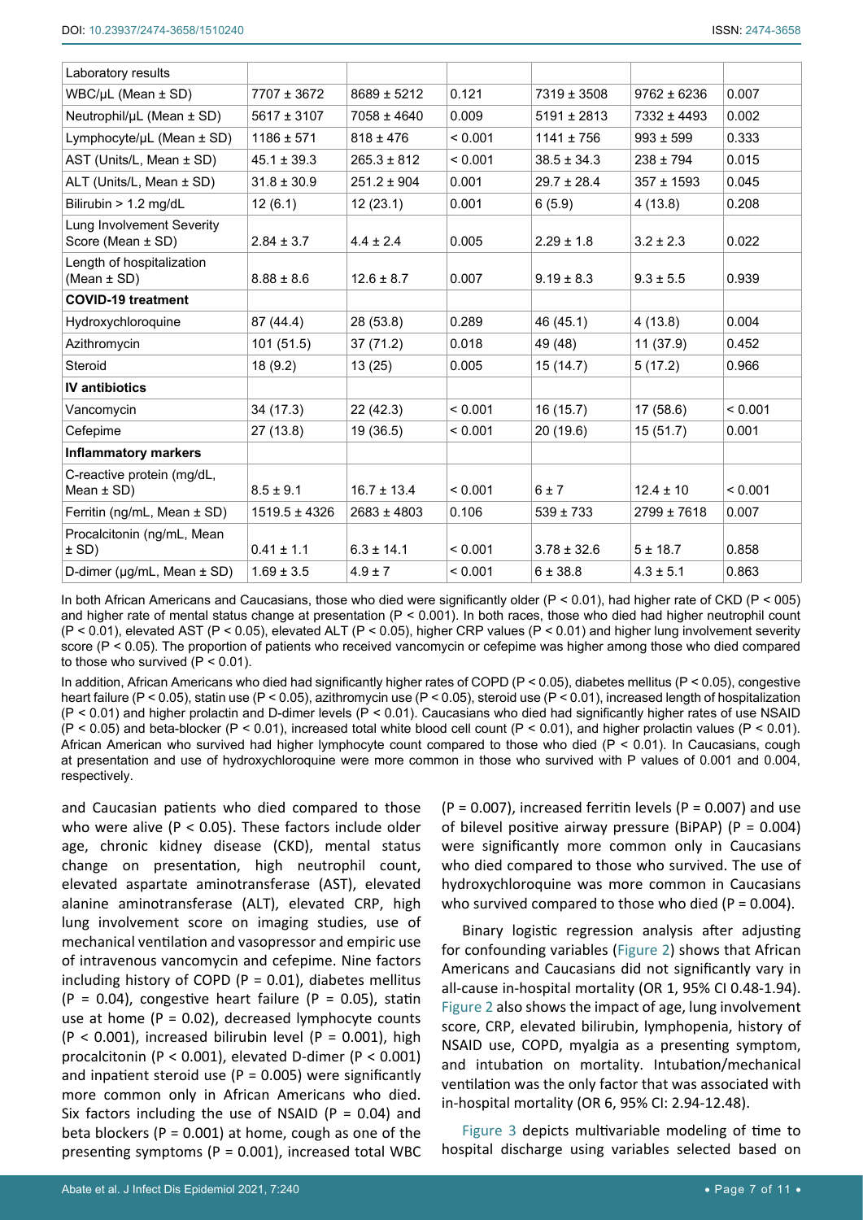| Laboratory results | | | | | | |
|---|---|---|---|---|---|---|
| WBC/μL (Mean ± SD) | 7707 ± 3672 | 8689 ± 5212 | 0.121 | 7319 ± 3508 | 9762 ± 6236 | 0.007 |
| Neutrophil/μL (Mean ± SD) | 5617 ± 3107 | 7058 ± 4640 | 0.009 | 5191 ± 2813 | 7332 ± 4493 | 0.002 |
| Lymphocyte/μL (Mean ± SD) | 1186 ± 571 | 818 ± 476 | < 0.001 | 1141 ± 756 | 993 ± 599 | 0.333 |
| AST (Units/L, Mean ± SD) | 45.1 ± 39.3 | 265.3 ± 812 | < 0.001 | 38.5 ± 34.3 | 238 ± 794 | 0.015 |
| ALT (Units/L, Mean ± SD) | 31.8 ± 30.9 | 251.2 ± 904 | 0.001 | 29.7 ± 28.4 | 357 ± 1593 | 0.045 |
| Bilirubin > 1.2 mg/dL | 12 (6.1) | 12 (23.1) | 0.001 | 6 (5.9) | 4 (13.8) | 0.208 |
| Lung Involvement Severity Score (Mean ± SD) | 2.84 ± 3.7 | 4.4 ± 2.4 | 0.005 | 2.29 ± 1.8 | 3.2 ± 2.3 | 0.022 |
| Length of hospitalization (Mean ± SD) | 8.88 ± 8.6 | 12.6 ± 8.7 | 0.007 | 9.19 ± 8.3 | 9.3 ± 5.5 | 0.939 |
| **COVID-19 treatment** | | | | | | |
| Hydroxychloroquine | 87 (44.4) | 28 (53.8) | 0.289 | 46 (45.1) | 4 (13.8) | 0.004 |
| Azithromycin | 101 (51.5) | 37 (71.2) | 0.018 | 49 (48) | 11 (37.9) | 0.452 |
| Steroid | 18 (9.2) | 13 (25) | 0.005 | 15 (14.7) | 5 (17.2) | 0.966 |
| **IV antibiotics** | | | | | | |
| Vancomycin | 34 (17.3) | 22 (42.3) | < 0.001 | 16 (15.7) | 17 (58.6) | < 0.001 |
| Cefepime | 27 (13.8) | 19 (36.5) | < 0.001 | 20 (19.6) | 15 (51.7) | 0.001 |
| **Inflammatory markers** | | | | | | |
| C-reactive protein (mg/dL, Mean ± SD) | 8.5 ± 9.1 | 16.7 ± 13.4 | < 0.001 | 6 ± 7 | 12.4 ± 10 | < 0.001 |
| Ferritin (ng/mL, Mean ± SD) | 1519.5 ± 4326 | 2683 ± 4803 | 0.106 | 539 ± 733 | 2799 ± 7618 | 0.007 |
| Procalcitonin (ng/mL, Mean ± SD) | 0.41 ± 1.1 | 6.3 ± 14.1 | < 0.001 | 3.78 ± 32.6 | 5 ± 18.7 | 0.858 |
| D-dimer (μg/mL, Mean ± SD) | 1.69 ± 3.5 | 4.9 ± 7 | < 0.001 | 6 ± 38.8 | 4.3 ± 5.1 | 0.863 |

In both African Americans and Caucasians, those who died were significantly older (P < 0.01), had higher rate of CKD (P < 005) and higher rate of mental status change at presentation (P < 0.001). In both races, those who died had higher neutrophil count (P < 0.01), elevated AST (P < 0.05), elevated ALT (P < 0.05), higher CRP values (P < 0.01) and higher lung involvement severity score (P < 0.05). The proportion of patients who received vancomycin or cefepime was higher among those who died compared to those who survived (P < 0.01).

In addition, African Americans who died had significantly higher rates of COPD (P < 0.05), diabetes mellitus (P < 0.05), congestive heart failure (P < 0.05), statin use (P < 0.05), azithromycin use (P < 0.05), steroid use (P < 0.01), increased length of hospitalization (P < 0.01) and higher prolactin and D-dimer levels (P < 0.01). Caucasians who died had significantly higher rates of use NSAID (P < 0.05) and beta-blocker (P < 0.01), increased total white blood cell count (P < 0.01), and higher prolactin values (P < 0.01). African American who survived had higher lymphocyte count compared to those who died (P < 0.01). In Caucasians, cough at presentation and use of hydroxychloroquine were more common in those who survived with P values of 0.001 and 0.004, respectively.

and Caucasian patients who died compared to those who were alive (P < 0.05). These factors include older age, chronic kidney disease (CKD), mental status change on presentation, high neutrophil count, elevated aspartate aminotransferase (AST), elevated alanine aminotransferase (ALT), elevated CRP, high lung involvement score on imaging studies, use of mechanical ventilation and vasopressor and empiric use of intravenous vancomycin and cefepime. Nine factors including history of COPD (P = 0.01), diabetes mellitus (P = 0.04), congestive heart failure (P = 0.05), statin use at home (P = 0.02), decreased lymphocyte counts (P < 0.001), increased bilirubin level (P = 0.001), high procalcitonin (P < 0.001), elevated D-dimer (P < 0.001) and inpatient steroid use (P = 0.005) were significantly more common only in African Americans who died. Six factors including the use of NSAID (P = 0.04) and beta blockers (P = 0.001) at home, cough as one of the presenting symptoms (P = 0.001), increased total WBC (P = 0.007), increased ferritin levels (P = 0.007) and use of bilevel positive airway pressure (BiPAP) (P = 0.004) were significantly more common only in Caucasians who died compared to those who survived. The use of hydroxychloroquine was more common in Caucasians who survived compared to those who died (P = 0.004).

Binary logistic regression analysis after adjusting for confounding variables (Figure 2) shows that African Americans and Caucasians did not significantly vary in all-cause in-hospital mortality (OR 1, 95% CI 0.48-1.94). Figure 2 also shows the impact of age, lung involvement score, CRP, elevated bilirubin, lymphopenia, history of NSAID use, COPD, myalgia as a presenting symptom, and intubation on mortality. Intubation/mechanical ventilation was the only factor that was associated with in-hospital mortality (OR 6, 95% CI: 2.94-12.48).

Figure 3 depicts multivariable modeling of time to hospital discharge using variables selected based on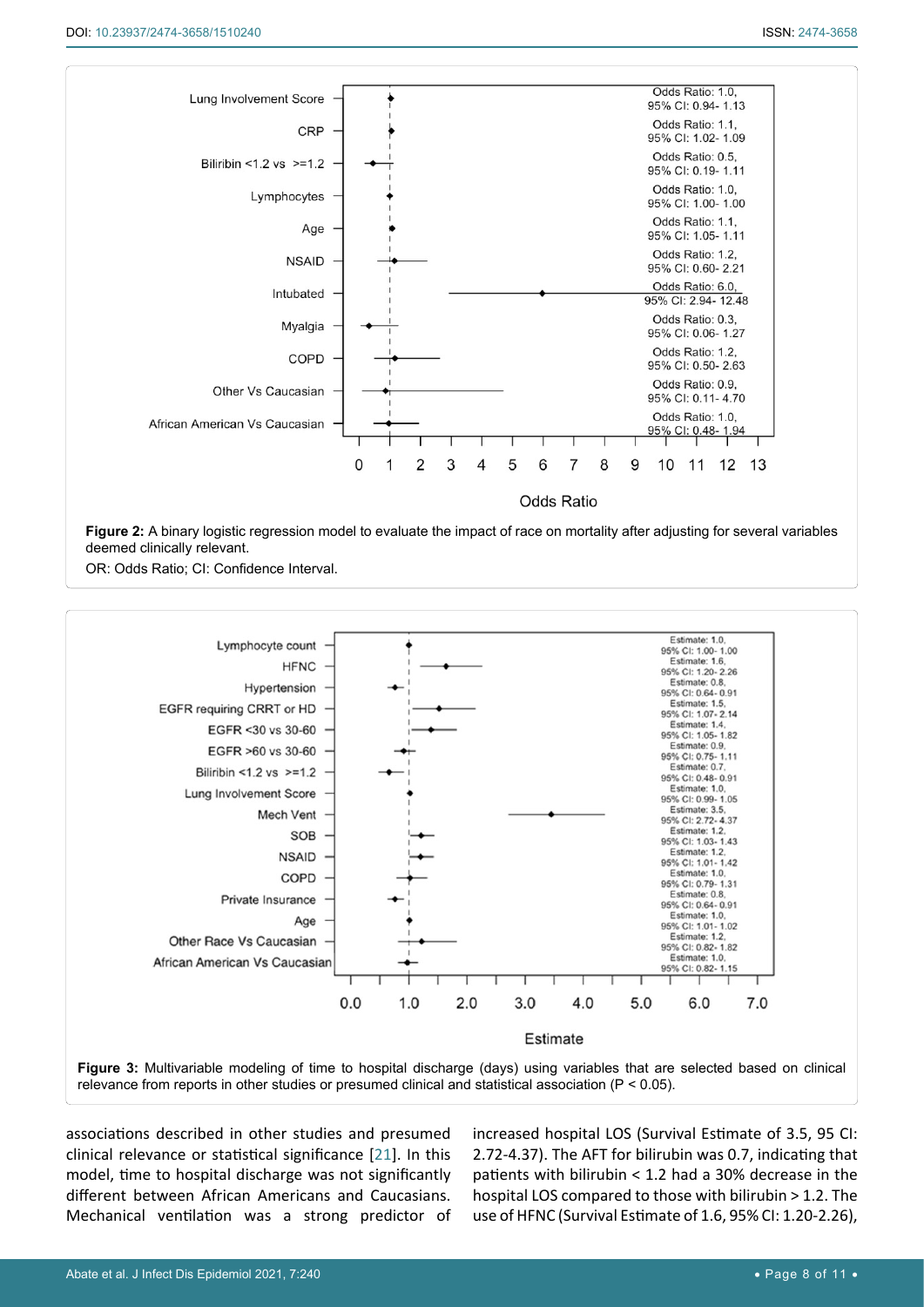Figure 2: A binary logistic regression model to evaluate the impact of race on mortality after adjusting for several variables deemed clinically relevant.

OR: Odds Ratio; CI: Confidence Interval.

Figure 3: Multivariable modeling of time to hospital discharge (days) using variables that are selected based on clinical relevance from reports in other studies or presumed clinical and statistical association ($P < 0.05$).

associations described in other studies and presumed clinical relevance or statistical significance [21]. In this model, time to hospital discharge was not significantly different between African Americans and Caucasians. Mechanical ventilation was a strong predictor of increased hospital LOS (Survival Estimate of 3.5, 95 CI: 2.72-4.37). The AFT for bilirubin was 0.7, indicating that patients with bilirubin < 1.2 had a 30% decrease in the hospital LOS compared to those with bilirubin > 1.2. The use of HFNC (Survival Estimate of 1.6, 95% CI: 1.20-2.26),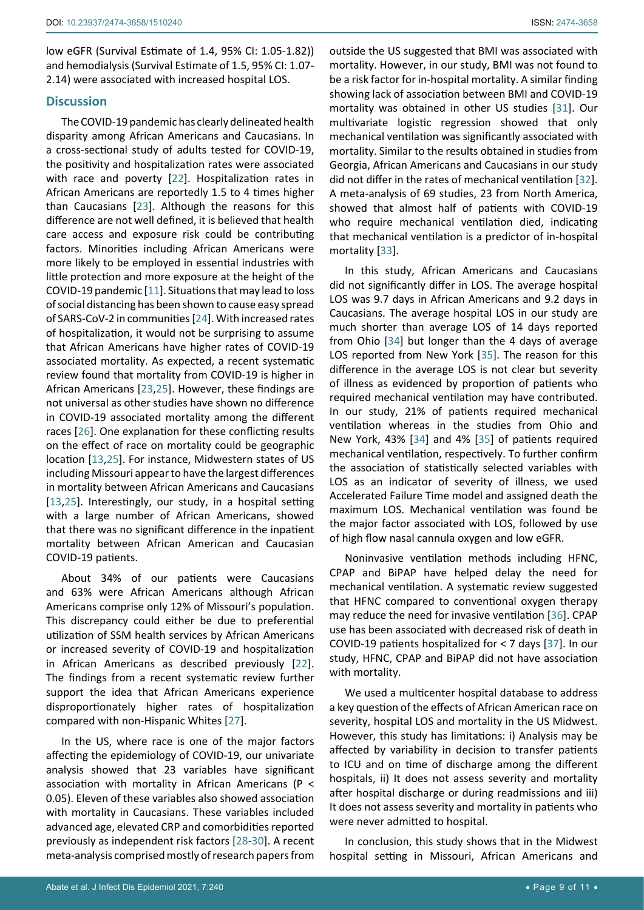low eGFR (Survival Estimate of 1.4, 95% CI: 1.05-1.82)) and hemodialysis (Survival Estimate of 1.5, 95% CI: 1.07-2.14) were associated with increased hospital LOS.

## Discussion

The COVID-19 pandemic has clearly delineated health disparity among African Americans and Caucasians. In a cross-sectional study of adults tested for COVID-19, the positivity and hospitalization rates were associated with race and poverty [22]. Hospitalization rates in African Americans are reportedly 1.5 to 4 times higher than Caucasians [23]. Although the reasons for this difference are not well defined, it is believed that health care access and exposure risk could be contributing factors. Minorities including African Americans were more likely to be employed in essential industries with little protection and more exposure at the height of the COVID-19 pandemic [11]. Situations that may lead to loss of social distancing has been shown to cause easy spread of SARS-CoV-2 in communities [24]. With increased rates of hospitalization, it would not be surprising to assume that African Americans have higher rates of COVID-19 associated mortality. As expected, a recent systematic review found that mortality from COVID-19 is higher in African Americans [23,25]. However, these findings are not universal as other studies have shown no difference in COVID-19 associated mortality among the different races [26]. One explanation for these conflicting results on the effect of race on mortality could be geographic location [13,25]. For instance, Midwestern states of US including Missouri appear to have the largest differences in mortality between African Americans and Caucasians [13,25]. Interestingly, our study, in a hospital setting with a large number of African Americans, showed that there was no significant difference in the inpatient mortality between African American and Caucasian COVID-19 patients.

About 34% of our patients were Caucasians and 63% were African Americans although African Americans comprise only 12% of Missouri's population. This discrepancy could either be due to preferential utilization of SSM health services by African Americans or increased severity of COVID-19 and hospitalization in African Americans as described previously [22]. The findings from a recent systematic review further support the idea that African Americans experience disproportionately higher rates of hospitalization compared with non-Hispanic Whites [27].

In the US, where race is one of the major factors affecting the epidemiology of COVID-19, our univariate analysis showed that 23 variables have significant association with mortality in African Americans ($P < 0.05$). Eleven of these variables also showed association with mortality in Caucasians. These variables included advanced age, elevated CRP and comorbidities reported previously as independent risk factors [28-30]. A recent meta-analysis comprised mostly of research papers from outside the US suggested that BMI was associated with mortality. However, in our study, BMI was not found to be a risk factor for in-hospital mortality. A similar finding showing lack of association between BMI and COVID-19 mortality was obtained in other US studies [31]. Our multivariate logistic regression showed that only mechanical ventilation was significantly associated with mortality. Similar to the results obtained in studies from Georgia, African Americans and Caucasians in our study did not differ in the rates of mechanical ventilation [32]. A meta-analysis of 69 studies, 23 from North America, showed that almost half of patients with COVID-19 who require mechanical ventilation died, indicating that mechanical ventilation is a predictor of in-hospital mortality [33].

In this study, African Americans and Caucasians did not significantly differ in LOS. The average hospital LOS was 9.7 days in African Americans and 9.2 days in Caucasians. The average hospital LOS in our study are much shorter than average LOS of 14 days reported from Ohio [34] but longer than the 4 days of average LOS reported from New York [35]. The reason for this difference in the average LOS is not clear but severity of illness as evidenced by proportion of patients who required mechanical ventilation may have contributed. In our study, 21% of patients required mechanical ventilation whereas in the studies from Ohio and New York, 43% [34] and 4% [35] of patients required mechanical ventilation, respectively. To further confirm the association of statistically selected variables with LOS as an indicator of severity of illness, we used Accelerated Failure Time model and assigned death the maximum LOS. Mechanical ventilation was found be the major factor associated with LOS, followed by use of high flow nasal cannula oxygen and low eGFR.

Noninvasive ventilation methods including HFNC, CPAP and BiPAP have helped delay the need for mechanical ventilation. A systematic review suggested that HFNC compared to conventional oxygen therapy may reduce the need for invasive ventilation [36]. CPAP use has been associated with decreased risk of death in COVID-19 patients hospitalized for < 7 days [37]. In our study, HFNC, CPAP and BiPAP did not have association with mortality.

We used a multicenter hospital database to address a key question of the effects of African American race on severity, hospital LOS and mortality in the US Midwest. However, this study has limitations: i) Analysis may be affected by variability in decision to transfer patients to ICU and on time of discharge among the different hospitals, ii) It does not assess severity and mortality after hospital discharge or during readmissions and iii) It does not assess severity and mortality in patients who were never admitted to hospital.

In conclusion, this study shows that in the Midwest hospital setting in Missouri, African Americans and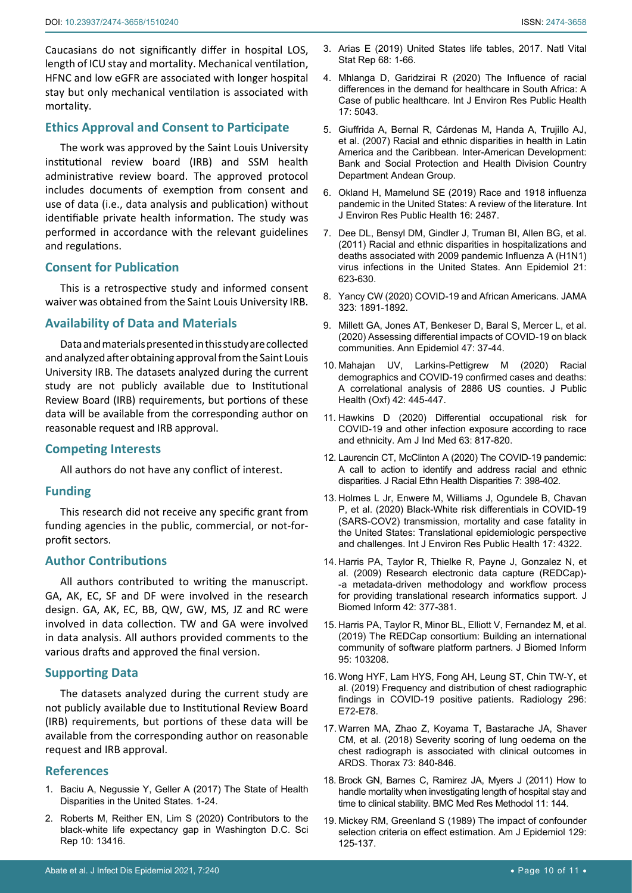Caucasians do not significantly differ in hospital LOS, length of ICU stay and mortality. Mechanical ventilation, HFNC and low eGFR are associated with longer hospital stay but only mechanical ventilation is associated with mortality.

## Ethics Approval and Consent to Participate

The work was approved by the Saint Louis University institutional review board (IRB) and SSM health administrative review board. The approved protocol includes documents of exemption from consent and use of data (i.e., data analysis and publication) without identifiable private health information. The study was performed in accordance with the relevant guidelines and regulations.

## Consent for Publication

This is a retrospective study and informed consent waiver was obtained from the Saint Louis University IRB.

## Availability of Data and Materials

Data and materials presented in this study are collected and analyzed after obtaining approval from the Saint Louis University IRB. The datasets analyzed during the current study are not publicly available due to Institutional Review Board (IRB) requirements, but portions of these data will be available from the corresponding author on reasonable request and IRB approval.

## Competing Interests

All authors do not have any conflict of interest.

## Funding

This research did not receive any specific grant from funding agencies in the public, commercial, or not-for-profit sectors.

## Author Contributions

All authors contributed to writing the manuscript. GA, AK, EC, SF and DF were involved in the research design. GA, AK, EC, BB, QW, GW, MS, JZ and RC were involved in data collection. TW and GA were involved in data analysis. All authors provided comments to the various drafts and approved the final version.

## Supporting Data

The datasets analyzed during the current study are not publicly available due to Institutional Review Board (IRB) requirements, but portions of these data will be available from the corresponding author on reasonable request and IRB approval.

## References

1. Baciu A, Negussie Y, Geller A (2017) The State of Health Disparities in the United States. 1-24.
2. Roberts M, Reither EN, Lim S (2020) Contributors to the black-white life expectancy gap in Washington D.C. Sci Rep 10: 13416.
3. Arias E (2019) United States life tables, 2017. Natl Vital Stat Rep 68: 1-66.
4. Mhlanga D, Garidzirai R (2020) The Influence of racial differences in the demand for healthcare in South Africa: A Case of public healthcare. Int J Environ Res Public Health 17: 5043.
5. Giuffrida A, Bernal R, Cárdenas M, Handa A, Trujillo AJ, et al. (2007) Racial and ethnic disparities in health in Latin America and the Caribbean. Inter-American Development: Bank and Social Protection and Health Division Country Department Andean Group.
6. Okland H, Mamelund SE (2019) Race and 1918 influenza pandemic in the United States: A review of the literature. Int J Environ Res Public Health 16: 2487.
7. Dee DL, Bensyl DM, Gindler J, Truman BI, Allen BG, et al. (2011) Racial and ethnic disparities in hospitalizations and deaths associated with 2009 pandemic Influenza A (H1N1) virus infections in the United States. Ann Epidemiol 21: 623-630.
8. Yancy CW (2020) COVID-19 and African Americans. JAMA 323: 1891-1892.
9. Millett GA, Jones AT, Benkeser D, Baral S, Mercer L, et al. (2020) Assessing differential impacts of COVID-19 on black communities. Ann Epidemiol 47: 37-44.
10. Mahajan UV, Larkins-Pettigrew M (2020) Racial demographics and COVID-19 confirmed cases and deaths: A correlational analysis of 2886 US counties. J Public Health (Oxf) 42: 445-447.
11. Hawkins D (2020) Differential occupational risk for COVID-19 and other infection exposure according to race and ethnicity. Am J Ind Med 63: 817-820.
12. Laurencin CT, McClinton A (2020) The COVID-19 pandemic: A call to action to identify and address racial and ethnic disparities. J Racial Ethn Health Disparities 7: 398-402.
13. Holmes L Jr, Enwere M, Williams J, Ogundele B, Chavan P, et al. (2020) Black-White risk differentials in COVID-19 (SARS-COV2) transmission, mortality and case fatality in the United States: Translational epidemiologic perspective and challenges. Int J Environ Res Public Health 17: 4322.
14. Harris PA, Taylor R, Thielke R, Payne J, Gonzalez N, et al. (2009) Research electronic data capture (REDCap)--a metadata-driven methodology and workflow process for providing translational research informatics support. J Biomed Inform 42: 377-381.
15. Harris PA, Taylor R, Minor BL, Elliott V, Fernandez M, et al. (2019) The REDCap consortium: Building an international community of software platform partners. J Biomed Inform 95: 103208.
16. Wong HYF, Lam HYS, Fong AH, Leung ST, Chin TW-Y, et al. (2019) Frequency and distribution of chest radiographic findings in COVID-19 positive patients. Radiology 296: E72-E78.
17. Warren MA, Zhao Z, Koyama T, Bastarache JA, Shaver CM, et al. (2018) Severity scoring of lung oedema on the chest radiograph is associated with clinical outcomes in ARDS. Thorax 73: 840-846.
18. Brock GN, Barnes C, Ramirez JA, Myers J (2011) How to handle mortality when investigating length of hospital stay and time to clinical stability. BMC Med Res Methodol 11: 144.
19. Mickey RM, Greenland S (1989) The impact of confounder selection criteria on effect estimation. Am J Epidemiol 129: 125-137.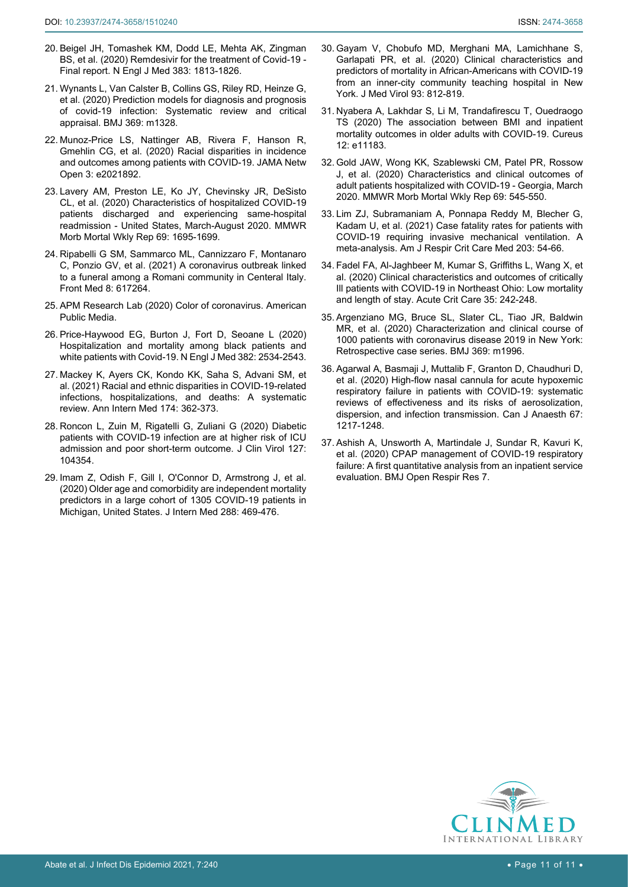20. Beigel JH, Tomashek KM, Dodd LE, Mehta AK, Zingman BS, et al. (2020) Remdesivir for the treatment of Covid-19 - Final report. N Engl J Med 383: 1813-1826.
21. Wynants L, Van Calster B, Collins GS, Riley RD, Heinze G, et al. (2020) Prediction models for diagnosis and prognosis of covid-19 infection: Systematic review and critical appraisal. BMJ 369: m1328.
22. Munoz-Price LS, Nattinger AB, Rivera F, Hanson R, Gmehlin CG, et al. (2020) Racial disparities in incidence and outcomes among patients with COVID-19. JAMA Netw Open 3: e2021892.
23. Lavery AM, Preston LE, Ko JY, Chevinsky JR, DeSisto CL, et al. (2020) Characteristics of hospitalized COVID-19 patients discharged and experiencing same-hospital readmission - United States, March-August 2020. MMWR Morb Mortal Wkly Rep 69: 1695-1699.
24. Ripabelli G SM, Sammarco ML, Cannizzaro F, Montanaro C, Ponzio GV, et al. (2021) A coronavirus outbreak linked to a funeral among a Romani community in Centeral Italy. Front Med 8: 617264.
25. APM Research Lab (2020) Color of coronavirus. American Public Media.
26. Price-Haywood EG, Burton J, Fort D, Seoane L (2020) Hospitalization and mortality among black patients and white patients with Covid-19. N Engl J Med 382: 2534-2543.
27. Mackey K, Ayers CK, Kondo KK, Saha S, Advani SM, et al. (2021) Racial and ethnic disparities in COVID-19-related infections, hospitalizations, and deaths: A systematic review. Ann Intern Med 174: 362-373.
28. Roncon L, Zuin M, Rigatelli G, Zuliani G (2020) Diabetic patients with COVID-19 infection are at higher risk of ICU admission and poor short-term outcome. J Clin Virol 127: 104354.
29. Imam Z, Odish F, Gill I, O'Connor D, Armstrong J, et al. (2020) Older age and comorbidity are independent mortality predictors in a large cohort of 1305 COVID-19 patients in Michigan, United States. J Intern Med 288: 469-476.
30. Gayam V, Chobufo MD, Merghani MA, Lamichhane S, Garlapati PR, et al. (2020) Clinical characteristics and predictors of mortality in African-Americans with COVID-19 from an inner-city community teaching hospital in New York. J Med Virol 93: 812-819.
31. Nyabera A, Lakhdar S, Li M, Trandafirescu T, Ouedraogo TS (2020) The association between BMI and inpatient mortality outcomes in older adults with COVID-19. Cureus 12: e11183.
32. Gold JAW, Wong KK, Szablewski CM, Patel PR, Rossow J, et al. (2020) Characteristics and clinical outcomes of adult patients hospitalized with COVID-19 - Georgia, March 2020. MMWR Morb Mortal Wkly Rep 69: 545-550.
33. Lim ZJ, Subramaniam A, Ponnapa Reddy M, Blecher G, Kadam U, et al. (2021) Case fatality rates for patients with COVID-19 requiring invasive mechanical ventilation. A meta-analysis. Am J Respir Crit Care Med 203: 54-66.
34. Fadel FA, Al-Jaghbeer M, Kumar S, Griffiths L, Wang X, et al. (2020) Clinical characteristics and outcomes of critically Ill patients with COVID-19 in Northeast Ohio: Low mortality and length of stay. Acute Crit Care 35: 242-248.
35. Argenziano MG, Bruce SL, Slater CL, Tiao JR, Baldwin MR, et al. (2020) Characterization and clinical course of 1000 patients with coronavirus disease 2019 in New York: Retrospective case series. BMJ 369: m1996.
36. Agarwal A, Basmaji J, Muttalib F, Granton D, Chaudhuri D, et al. (2020) High-flow nasal cannula for acute hypoxemic respiratory failure in patients with COVID-19: systematic reviews of effectiveness and its risks of aerosolization, dispersion, and infection transmission. Can J Anaesth 67: 1217-1248.
37. Ashish A, Unsworth A, Martindale J, Sundar R, Kavuri K, et al. (2020) CPAP management of COVID-19 respiratory failure: A first quantitative analysis from an inpatient service evaluation. BMJ Open Respir Res 7.